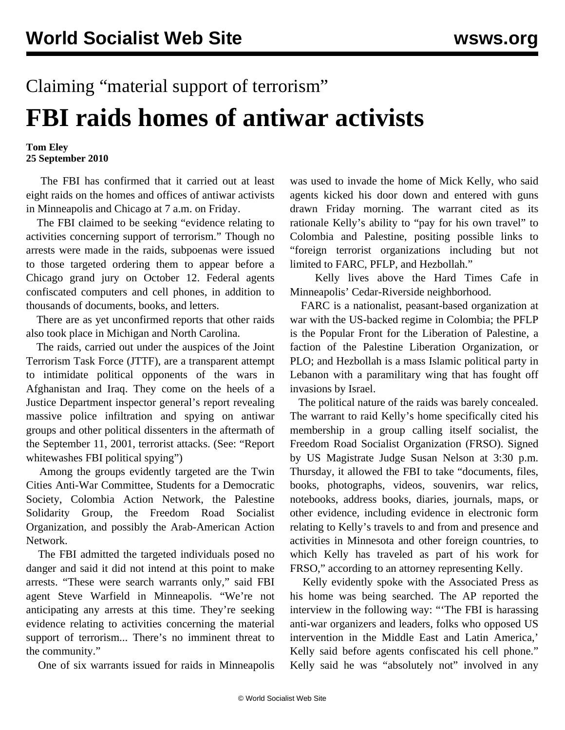Claiming “material support of terrorism”

# FBI raids homes of antiwar activists

**Tom Eley**
**25 September 2010**

The FBI has confirmed that it carried out at least eight raids on the homes and offices of antiwar activists in Minneapolis and Chicago at 7 a.m. on Friday.

The FBI claimed to be seeking “evidence relating to activities concerning support of terrorism.” Though no arrests were made in the raids, subpoenas were issued to those targeted ordering them to appear before a Chicago grand jury on October 12. Federal agents confiscated computers and cell phones, in addition to thousands of documents, books, and letters.

There are as yet unconfirmed reports that other raids also took place in Michigan and North Carolina.

The raids, carried out under the auspices of the Joint Terrorism Task Force (JTTF), are a transparent attempt to intimidate political opponents of the wars in Afghanistan and Iraq. They come on the heels of a Justice Department inspector general’s report revealing massive police infiltration and spying on antiwar groups and other political dissenters in the aftermath of the September 11, 2001, terrorist attacks. (See: “Report whitewashes FBI political spying”)

Among the groups evidently targeted are the Twin Cities Anti-War Committee, Students for a Democratic Society, Colombia Action Network, the Palestine Solidarity Group, the Freedom Road Socialist Organization, and possibly the Arab-American Action Network.

The FBI admitted the targeted individuals posed no danger and said it did not intend at this point to make arrests. “These were search warrants only,” said FBI agent Steve Warfield in Minneapolis. “We’re not anticipating any arrests at this time. They’re seeking evidence relating to activities concerning the material support of terrorism... There’s no imminent threat to the community.”

One of six warrants issued for raids in Minneapolis was used to invade the home of Mick Kelly, who said agents kicked his door down and entered with guns drawn Friday morning. The warrant cited as its rationale Kelly’s ability to “pay for his own travel” to Colombia and Palestine, positing possible links to “foreign terrorist organizations including but not limited to FARC, PFLP, and Hezbollah.”

Kelly lives above the Hard Times Cafe in Minneapolis’ Cedar-Riverside neighborhood.

FARC is a nationalist, peasant-based organization at war with the US-backed regime in Colombia; the PFLP is the Popular Front for the Liberation of Palestine, a faction of the Palestine Liberation Organization, or PLO; and Hezbollah is a mass Islamic political party in Lebanon with a paramilitary wing that has fought off invasions by Israel.

The political nature of the raids was barely concealed. The warrant to raid Kelly’s home specifically cited his membership in a group calling itself socialist, the Freedom Road Socialist Organization (FRSO). Signed by US Magistrate Judge Susan Nelson at 3:30 p.m. Thursday, it allowed the FBI to take “documents, files, books, photographs, videos, souvenirs, war relics, notebooks, address books, diaries, journals, maps, or other evidence, including evidence in electronic form relating to Kelly’s travels to and from and presence and activities in Minnesota and other foreign countries, to which Kelly has traveled as part of his work for FRSO,” according to an attorney representing Kelly.

Kelly evidently spoke with the Associated Press as his home was being searched. The AP reported the interview in the following way: “‘The FBI is harassing anti-war organizers and leaders, folks who opposed US intervention in the Middle East and Latin America,’ Kelly said before agents confiscated his cell phone.” Kelly said he was “absolutely not” involved in any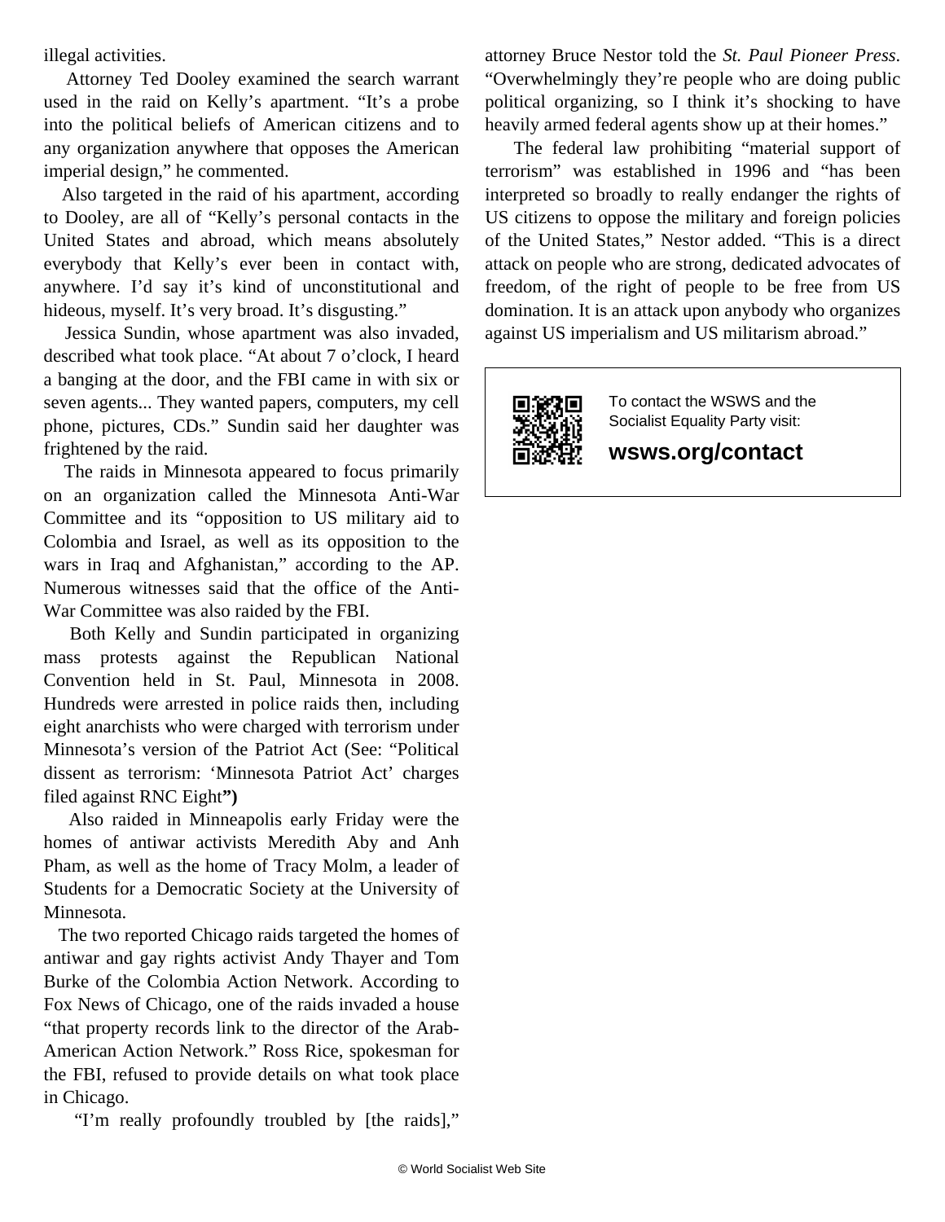illegal activities.

Attorney Ted Dooley examined the search warrant used in the raid on Kelly's apartment. "It's a probe into the political beliefs of American citizens and to any organization anywhere that opposes the American imperial design," he commented.

Also targeted in the raid of his apartment, according to Dooley, are all of "Kelly's personal contacts in the United States and abroad, which means absolutely everybody that Kelly's ever been in contact with, anywhere. I'd say it's kind of unconstitutional and hideous, myself. It's very broad. It's disgusting."

Jessica Sundin, whose apartment was also invaded, described what took place. "At about 7 o'clock, I heard a banging at the door, and the FBI came in with six or seven agents... They wanted papers, computers, my cell phone, pictures, CDs." Sundin said her daughter was frightened by the raid.

The raids in Minnesota appeared to focus primarily on an organization called the Minnesota Anti-War Committee and its "opposition to US military aid to Colombia and Israel, as well as its opposition to the wars in Iraq and Afghanistan," according to the AP. Numerous witnesses said that the office of the Anti-War Committee was also raided by the FBI.

Both Kelly and Sundin participated in organizing mass protests against the Republican National Convention held in St. Paul, Minnesota in 2008. Hundreds were arrested in police raids then, including eight anarchists who were charged with terrorism under Minnesota's version of the Patriot Act (See: "Political dissent as terrorism: 'Minnesota Patriot Act' charges filed against RNC Eight**")**

Also raided in Minneapolis early Friday were the homes of antiwar activists Meredith Aby and Anh Pham, as well as the home of Tracy Molm, a leader of Students for a Democratic Society at the University of Minnesota.

The two reported Chicago raids targeted the homes of antiwar and gay rights activist Andy Thayer and Tom Burke of the Colombia Action Network. According to Fox News of Chicago, one of the raids invaded a house "that property records link to the director of the Arab-American Action Network." Ross Rice, spokesman for the FBI, refused to provide details on what took place in Chicago.

"I'm really profoundly troubled by [the raids]," attorney Bruce Nestor told the *St. Paul Pioneer Press*. "Overwhelmingly they're people who are doing public political organizing, so I think it's shocking to have heavily armed federal agents show up at their homes."

The federal law prohibiting "material support of terrorism" was established in 1996 and "has been interpreted so broadly to really endanger the rights of US citizens to oppose the military and foreign policies of the United States," Nestor added. "This is a direct attack on people who are strong, dedicated advocates of freedom, of the right of people to be free from US domination. It is an attack upon anybody who organizes against US imperialism and US militarism abroad."

To contact the WSWS and the Socialist Equality Party visit:

**wsws.org/contact**